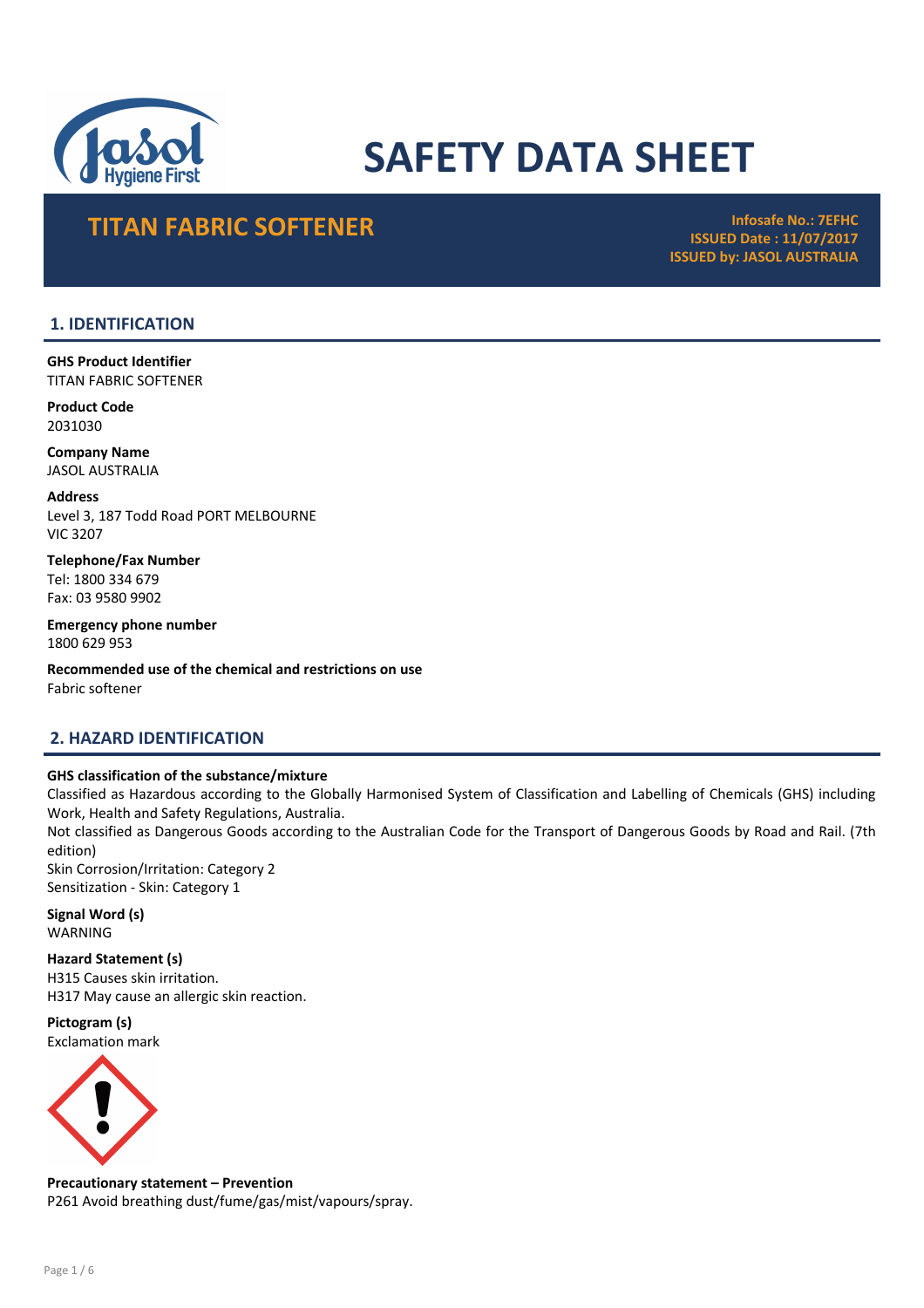# SAFETY DATA SHEET

## TITAN FABRIC SOFTENER

**Infosafe No.: 7EFHC**
**ISSUED Date : 11/07/2017**
**ISSUED by: JASOL AUSTRALIA**

## 1. IDENTIFICATION

**GHS Product Identifier**
TITAN FABRIC SOFTENER

**Product Code**
2031030

**Company Name**
JASOL AUSTRALIA

**Address**
Level 3, 187 Todd Road PORT MELBOURNE
VIC 3207

**Telephone/Fax Number**
Tel: 1800 334 679
Fax: 03 9580 9902

**Emergency phone number**
1800 629 953

**Recommended use of the chemical and restrictions on use**
Fabric softener

## 2. HAZARD IDENTIFICATION

**GHS classification of the substance/mixture**
Classified as Hazardous according to the Globally Harmonised System of Classification and Labelling of Chemicals (GHS) including Work, Health and Safety Regulations, Australia.
Not classified as Dangerous Goods according to the Australian Code for the Transport of Dangerous Goods by Road and Rail. (7th edition)
Skin Corrosion/Irritation: Category 2
Sensitization - Skin: Category 1

**Signal Word (s)**
WARNING

**Hazard Statement (s)**
H315 Causes skin irritation.
H317 May cause an allergic skin reaction.

**Pictogram (s)**
Exclamation mark

**Precautionary statement – Prevention**
P261 Avoid breathing dust/fume/gas/mist/vapours/spray.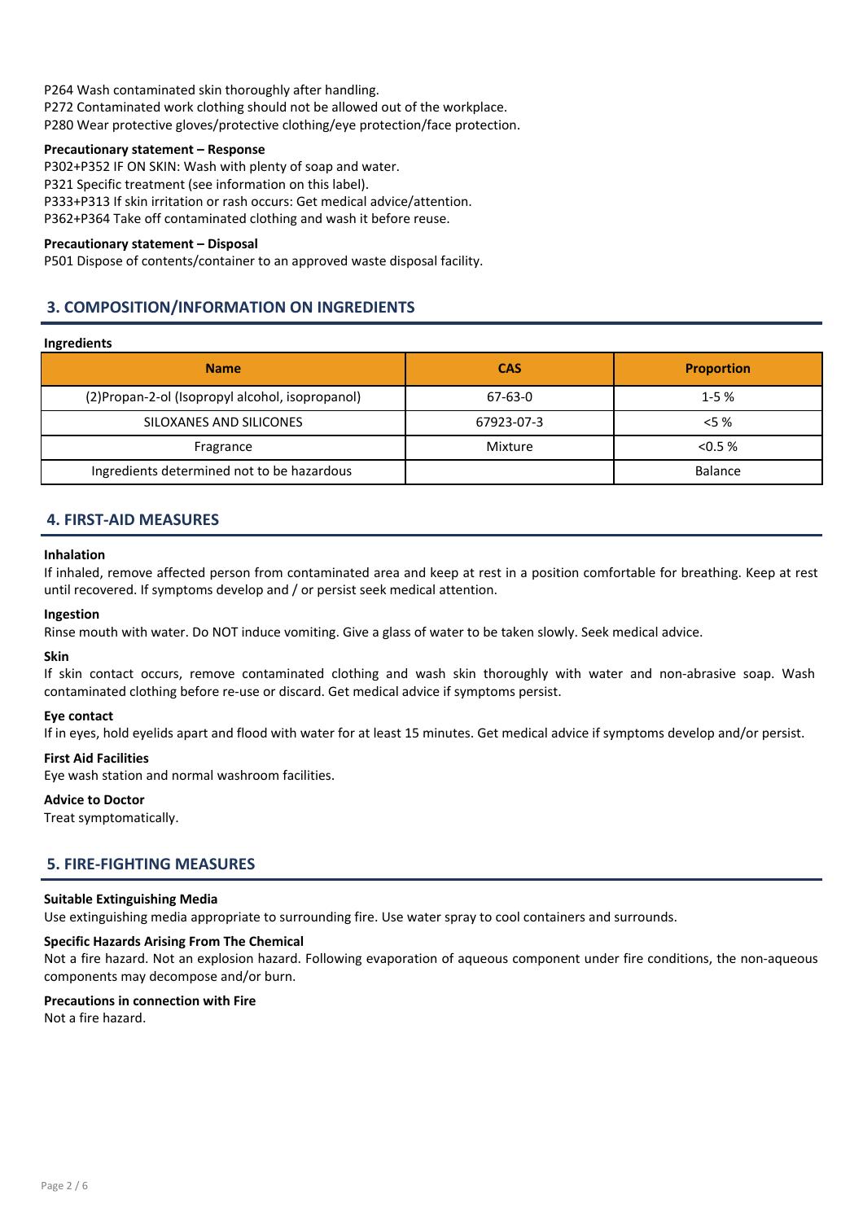P264 Wash contaminated skin thoroughly after handling.
P272 Contaminated work clothing should not be allowed out of the workplace.
P280 Wear protective gloves/protective clothing/eye protection/face protection.

**Precautionary statement – Response**

P302+P352 IF ON SKIN: Wash with plenty of soap and water.
P321 Specific treatment (see information on this label).
P333+P313 If skin irritation or rash occurs: Get medical advice/attention.
P362+P364 Take off contaminated clothing and wash it before reuse.

**Precautionary statement – Disposal**

P501 Dispose of contents/container to an approved waste disposal facility.

## 3. COMPOSITION/INFORMATION ON INGREDIENTS

**Ingredients**

| Name | CAS | Proportion |
|---|---|---|
| (2)Propan-2-ol (Isopropyl alcohol, isopropanol) | 67-63-0 | 1-5 % |
| SILOXANES AND SILICONES | 67923-07-3 | <5 % |
| Fragrance | Mixture | <0.5 % |
| Ingredients determined not to be hazardous | | Balance |

## 4. FIRST-AID MEASURES

**Inhalation**

If inhaled, remove affected person from contaminated area and keep at rest in a position comfortable for breathing. Keep at rest until recovered. If symptoms develop and / or persist seek medical attention.

**Ingestion**

Rinse mouth with water. Do NOT induce vomiting. Give a glass of water to be taken slowly. Seek medical advice.

**Skin**

If skin contact occurs, remove contaminated clothing and wash skin thoroughly with water and non-abrasive soap. Wash contaminated clothing before re-use or discard. Get medical advice if symptoms persist.

**Eye contact**

If in eyes, hold eyelids apart and flood with water for at least 15 minutes. Get medical advice if symptoms develop and/or persist.

**First Aid Facilities**

Eye wash station and normal washroom facilities.

**Advice to Doctor**

Treat symptomatically.

## 5. FIRE-FIGHTING MEASURES

**Suitable Extinguishing Media**

Use extinguishing media appropriate to surrounding fire. Use water spray to cool containers and surrounds.

**Specific Hazards Arising From The Chemical**

Not a fire hazard. Not an explosion hazard. Following evaporation of aqueous component under fire conditions, the non-aqueous components may decompose and/or burn.

**Precautions in connection with Fire**

Not a fire hazard.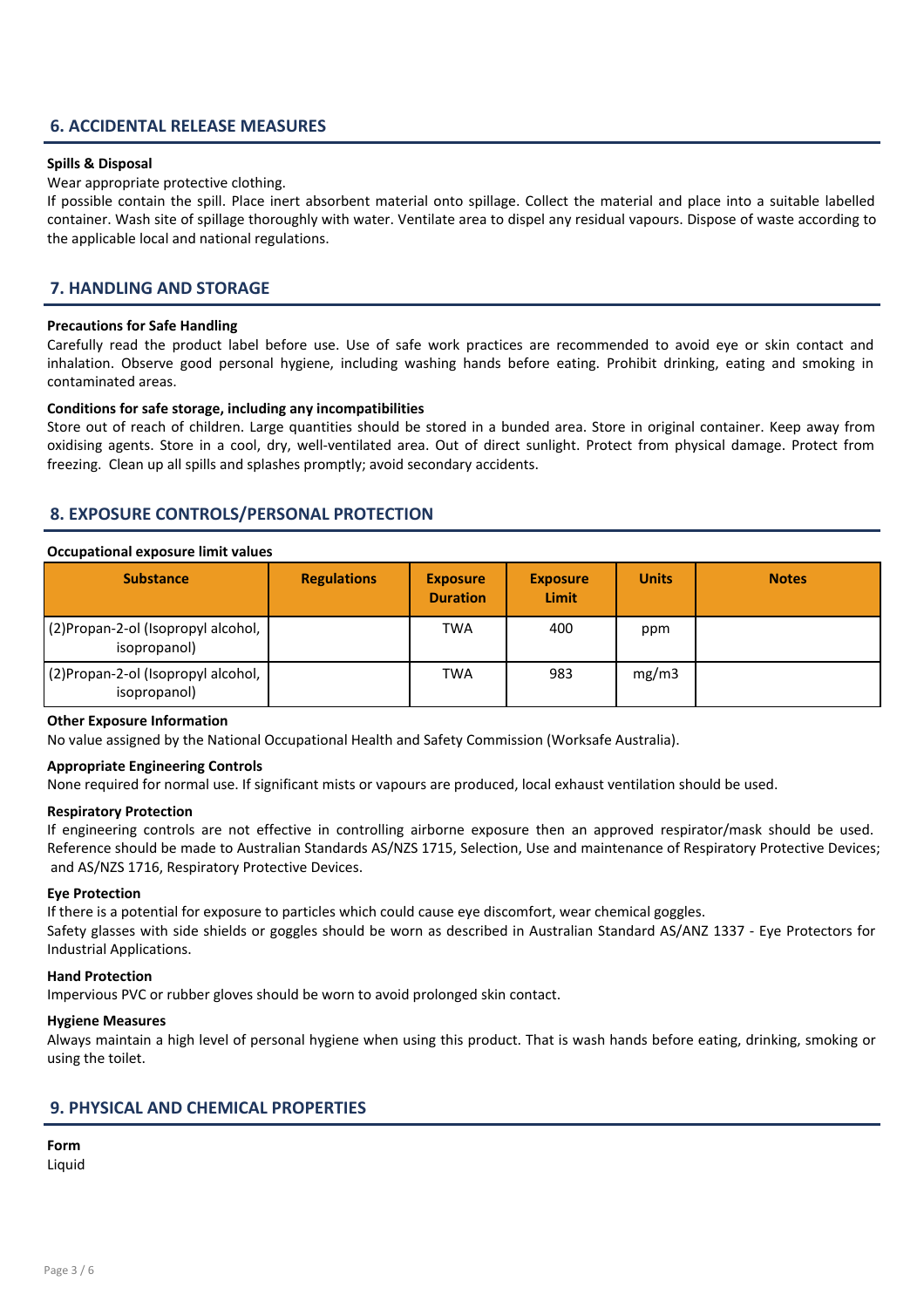## 6. ACCIDENTAL RELEASE MEASURES

**Spills & Disposal**

Wear appropriate protective clothing.

If possible contain the spill. Place inert absorbent material onto spillage. Collect the material and place into a suitable labelled container. Wash site of spillage thoroughly with water. Ventilate area to dispel any residual vapours. Dispose of waste according to the applicable local and national regulations.

## 7. HANDLING AND STORAGE

**Precautions for Safe Handling**

Carefully read the product label before use. Use of safe work practices are recommended to avoid eye or skin contact and inhalation. Observe good personal hygiene, including washing hands before eating. Prohibit drinking, eating and smoking in contaminated areas.

**Conditions for safe storage, including any incompatibilities**

Store out of reach of children. Large quantities should be stored in a bunded area. Store in original container. Keep away from oxidising agents. Store in a cool, dry, well-ventilated area. Out of direct sunlight. Protect from physical damage. Protect from freezing. Clean up all spills and splashes promptly; avoid secondary accidents.

## 8. EXPOSURE CONTROLS/PERSONAL PROTECTION

**Occupational exposure limit values**

| Substance | Regulations | Exposure Duration | Exposure Limit | Units | Notes |
|---|---|---|---|---|---|
| (2)Propan-2-ol (Isopropyl alcohol, isopropanol) | | TWA | 400 | ppm | |
| (2)Propan-2-ol (Isopropyl alcohol, isopropanol) | | TWA | 983 | mg/m3 | |

**Other Exposure Information**

No value assigned by the National Occupational Health and Safety Commission (Worksafe Australia).

**Appropriate Engineering Controls**

None required for normal use. If significant mists or vapours are produced, local exhaust ventilation should be used.

**Respiratory Protection**

If engineering controls are not effective in controlling airborne exposure then an approved respirator/mask should be used. Reference should be made to Australian Standards AS/NZS 1715, Selection, Use and maintenance of Respiratory Protective Devices; and AS/NZS 1716, Respiratory Protective Devices.

**Eye Protection**

If there is a potential for exposure to particles which could cause eye discomfort, wear chemical goggles.

Safety glasses with side shields or goggles should be worn as described in Australian Standard AS/ANZ 1337 - Eye Protectors for Industrial Applications.

**Hand Protection**

Impervious PVC or rubber gloves should be worn to avoid prolonged skin contact.

**Hygiene Measures**

Always maintain a high level of personal hygiene when using this product. That is wash hands before eating, drinking, smoking or using the toilet.

## 9. PHYSICAL AND CHEMICAL PROPERTIES

**Form**

Liquid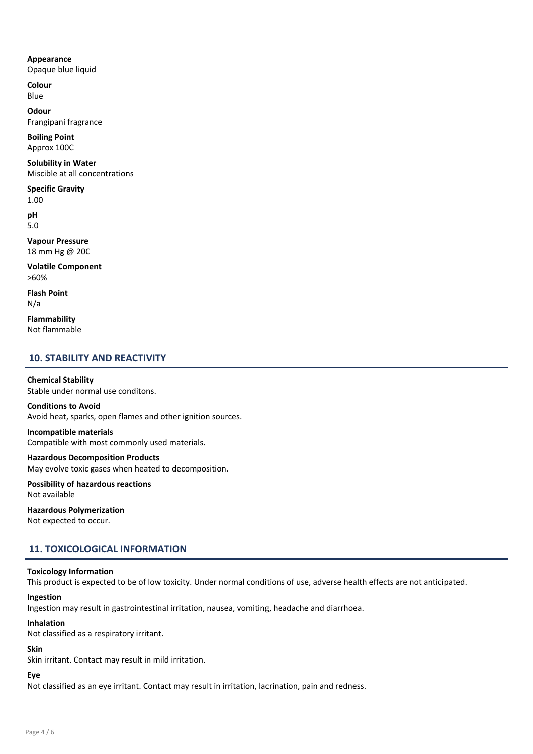**Appearance**
Opaque blue liquid

**Colour**
Blue

**Odour**
Frangipani fragrance

**Boiling Point**
Approx 100C

**Solubility in Water**
Miscible at all concentrations

**Specific Gravity**
1.00

**pH**
5.0

**Vapour Pressure**
18 mm Hg @ 20C

**Volatile Component**
>60%

**Flash Point**
N/a

**Flammability**
Not flammable

## 10. STABILITY AND REACTIVITY

**Chemical Stability**
Stable under normal use conditons.

**Conditions to Avoid**
Avoid heat, sparks, open flames and other ignition sources.

**Incompatible materials**
Compatible with most commonly used materials.

**Hazardous Decomposition Products**
May evolve toxic gases when heated to decomposition.

**Possibility of hazardous reactions**
Not available

**Hazardous Polymerization**
Not expected to occur.

## 11. TOXICOLOGICAL INFORMATION

**Toxicology Information**
This product is expected to be of low toxicity. Under normal conditions of use, adverse health effects are not anticipated.

**Ingestion**
Ingestion may result in gastrointestinal irritation, nausea, vomiting, headache and diarrhoea.

**Inhalation**
Not classified as a respiratory irritant.

**Skin**
Skin irritant. Contact may result in mild irritation.

**Eye**
Not classified as an eye irritant. Contact may result in irritation, lacrination, pain and redness.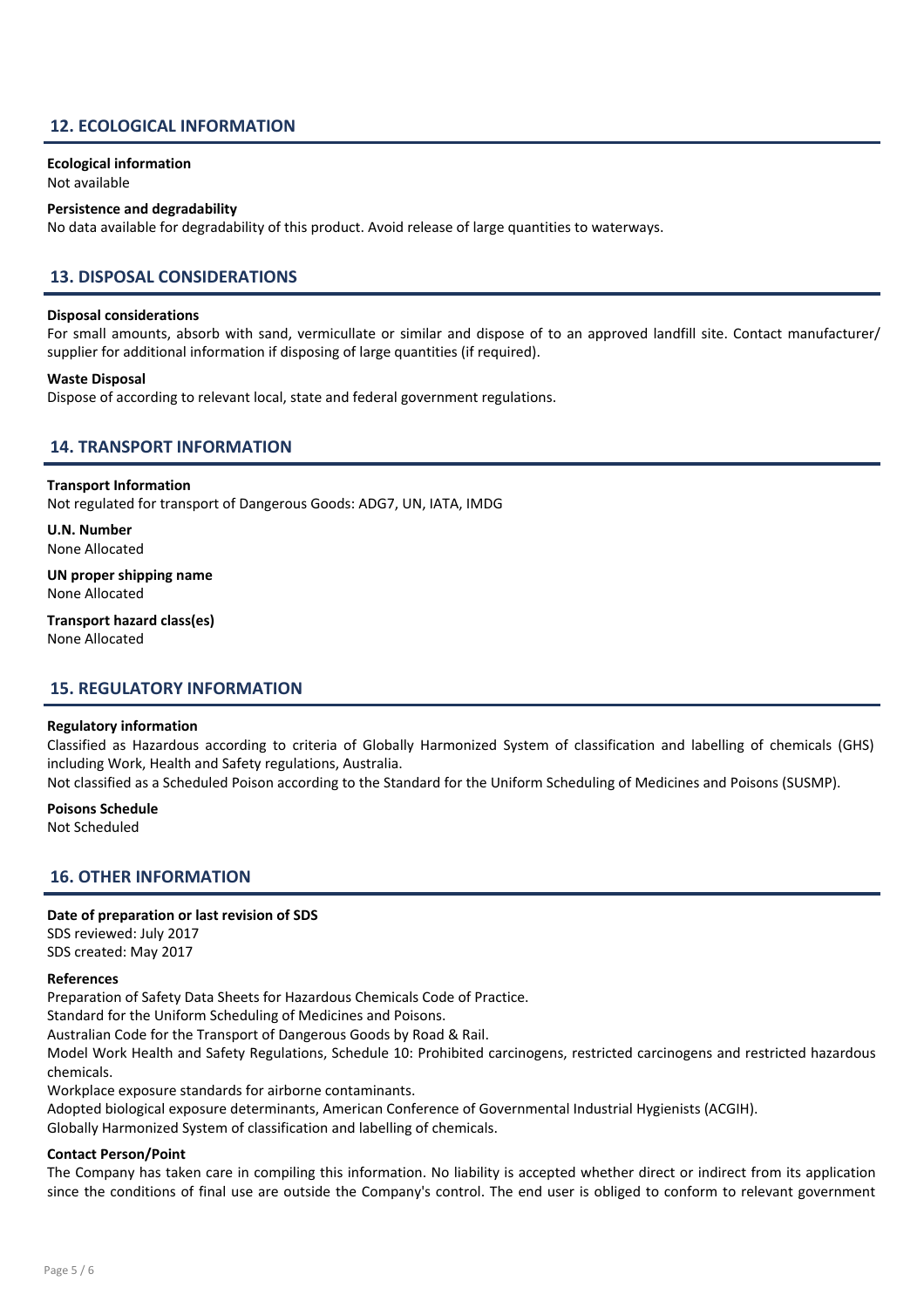## 12. ECOLOGICAL INFORMATION

**Ecological information**
Not available

**Persistence and degradability**
No data available for degradability of this product. Avoid release of large quantities to waterways.

## 13. DISPOSAL CONSIDERATIONS

**Disposal considerations**
For small amounts, absorb with sand, vermicullate or similar and dispose of to an approved landfill site. Contact manufacturer/ supplier for additional information if disposing of large quantities (if required).

**Waste Disposal**
Dispose of according to relevant local, state and federal government regulations.

## 14. TRANSPORT INFORMATION

**Transport Information**
Not regulated for transport of Dangerous Goods: ADG7, UN, IATA, IMDG

**U.N. Number**
None Allocated

**UN proper shipping name**
None Allocated

**Transport hazard class(es)**
None Allocated

## 15. REGULATORY INFORMATION

**Regulatory information**
Classified as Hazardous according to criteria of Globally Harmonized System of classification and labelling of chemicals (GHS) including Work, Health and Safety regulations, Australia.
Not classified as a Scheduled Poison according to the Standard for the Uniform Scheduling of Medicines and Poisons (SUSMP).

**Poisons Schedule**
Not Scheduled

## 16. OTHER INFORMATION

**Date of preparation or last revision of SDS**
SDS reviewed: July 2017
SDS created: May 2017

**References**
Preparation of Safety Data Sheets for Hazardous Chemicals Code of Practice.
Standard for the Uniform Scheduling of Medicines and Poisons.
Australian Code for the Transport of Dangerous Goods by Road & Rail.
Model Work Health and Safety Regulations, Schedule 10: Prohibited carcinogens, restricted carcinogens and restricted hazardous chemicals.
Workplace exposure standards for airborne contaminants.
Adopted biological exposure determinants, American Conference of Governmental Industrial Hygienists (ACGIH).
Globally Harmonized System of classification and labelling of chemicals.

**Contact Person/Point**
The Company has taken care in compiling this information. No liability is accepted whether direct or indirect from its application since the conditions of final use are outside the Company's control. The end user is obliged to conform to relevant government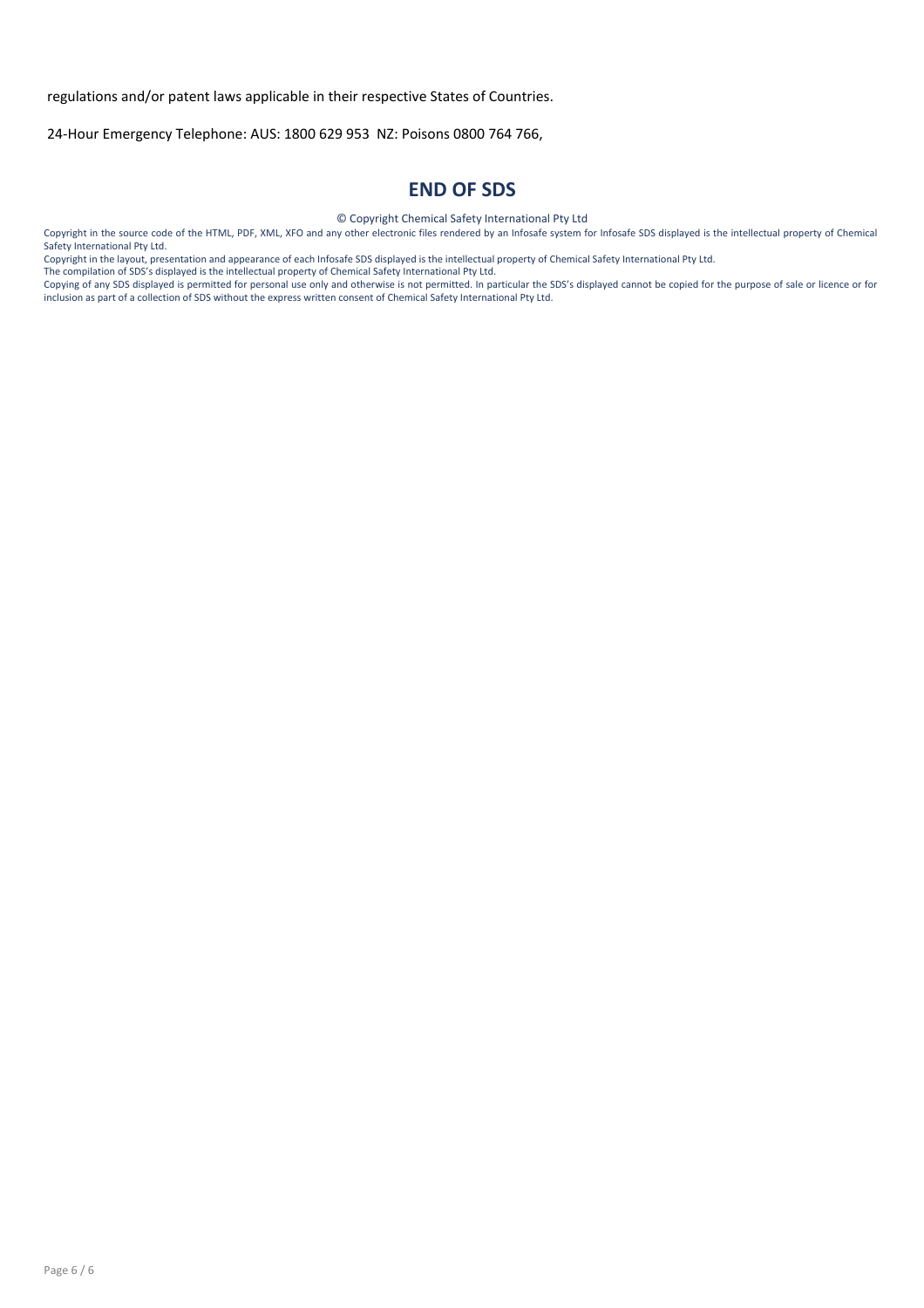regulations and/or patent laws applicable in their respective States of Countries.

24-Hour Emergency Telephone: AUS: 1800 629 953 NZ: Poisons 0800 764 766,

## END OF SDS

© Copyright Chemical Safety International Pty Ltd

Copyright in the source code of the HTML, PDF, XML, XFO and any other electronic files rendered by an Infosafe system for Infosafe SDS displayed is the intellectual property of Chemical Safety International Pty Ltd.

Copyright in the layout, presentation and appearance of each Infosafe SDS displayed is the intellectual property of Chemical Safety International Pty Ltd.

The compilation of SDS's displayed is the intellectual property of Chemical Safety International Pty Ltd.

Copying of any SDS displayed is permitted for personal use only and otherwise is not permitted. In particular the SDS's displayed cannot be copied for the purpose of sale or licence or for inclusion as part of a collection of SDS without the express written consent of Chemical Safety International Pty Ltd.